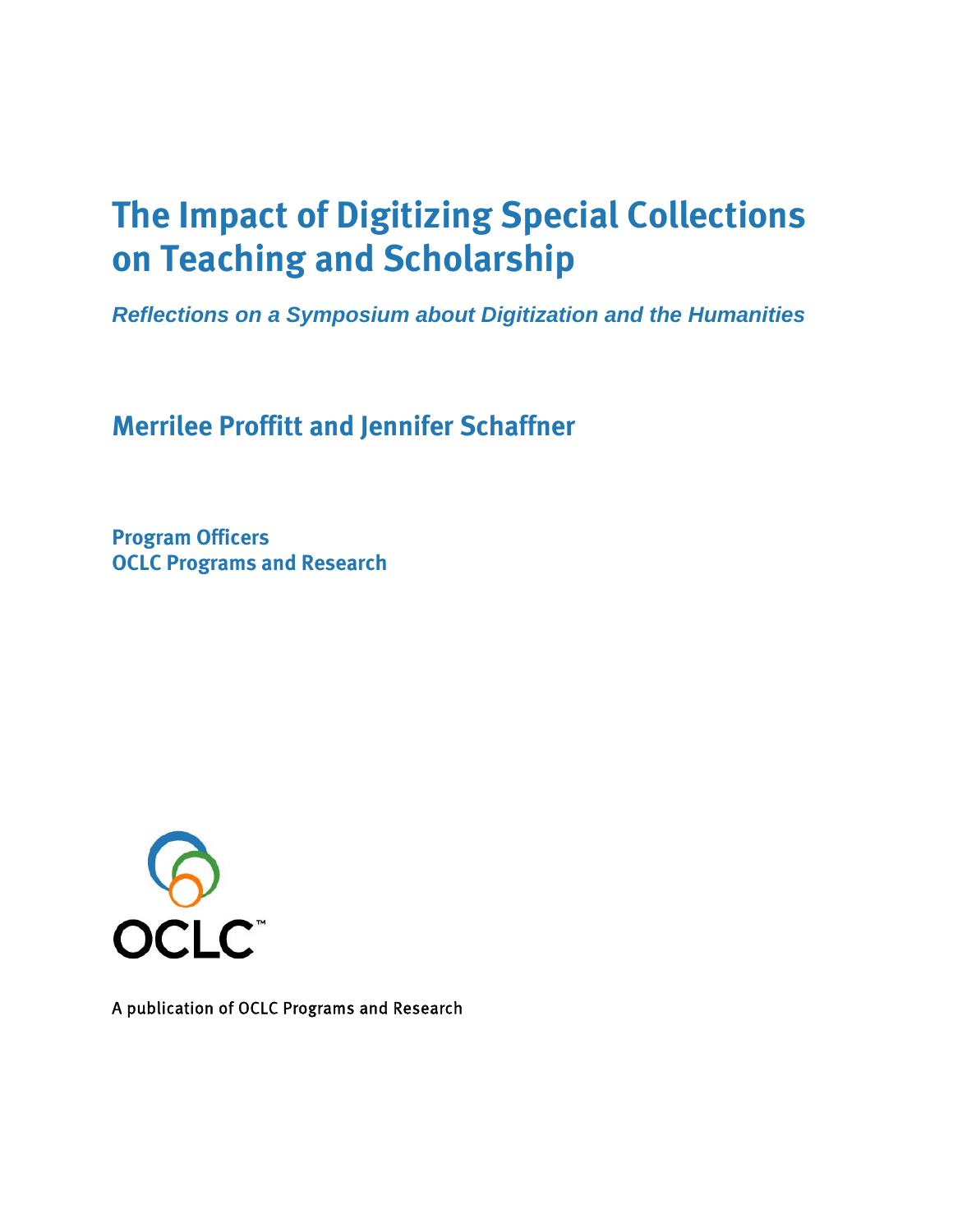# The Impact of Digitizing Special Collections on Teaching and Scholarship

## *Reflections on a Symposium about Digitization and the Humanities*

### Merrilee Proffitt and Jennifer Schaffner

**Program Officers**
**OCLC Programs and Research**

OCLC™

A publication of OCLC Programs and Research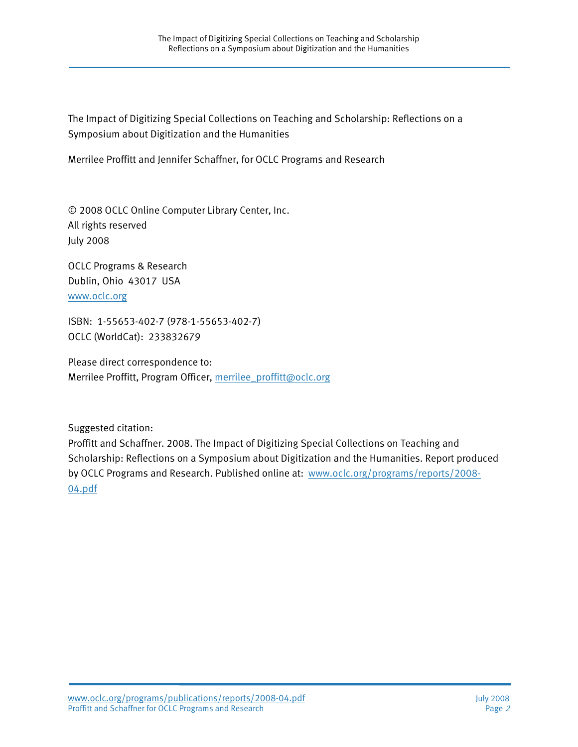The Impact of Digitizing Special Collections on Teaching and Scholarship: Reflections on a Symposium about Digitization and the Humanities

Merrilee Proffitt and Jennifer Schaffner, for OCLC Programs and Research

© 2008 OCLC Online Computer Library Center, Inc.
All rights reserved
July 2008

OCLC Programs & Research
Dublin, Ohio 43017 USA
[www.oclc.org](http://www.oclc.org)

ISBN: 1-55653-402-7 (978-1-55653-402-7)
OCLC (WorldCat): 233832679

Please direct correspondence to:
Merrilee Proffitt, Program Officer, [merrilee_proffitt@oclc.org](mailto:merrilee_proffitt@oclc.org)

Suggested citation:
Proffitt and Schaffner. 2008. The Impact of Digitizing Special Collections on Teaching and Scholarship: Reflections on a Symposium about Digitization and the Humanities. Report produced by OCLC Programs and Research. Published online at: [www.oclc.org/programs/reports/2008-04.pdf](http://www.oclc.org/programs/reports/2008-04.pdf)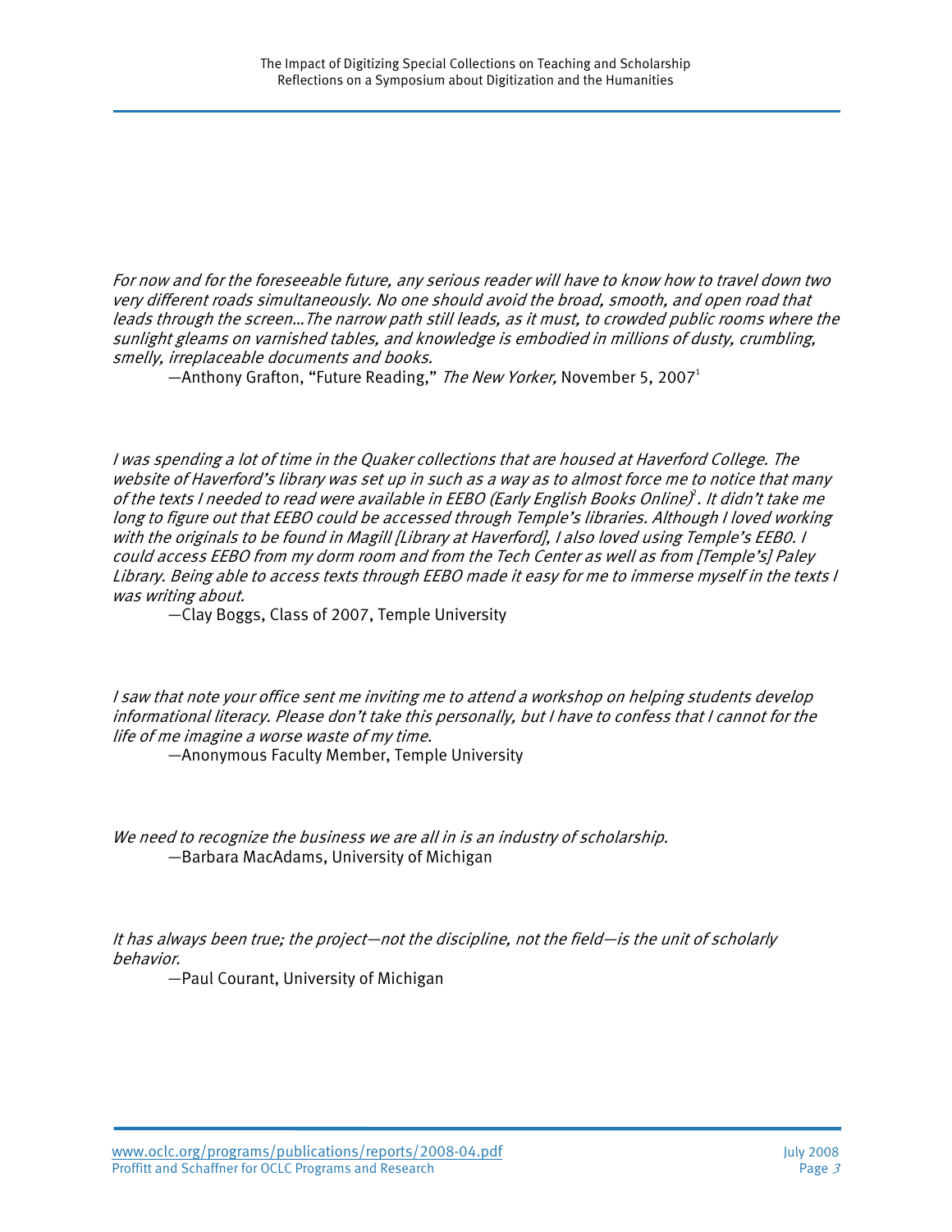*For now and for the foreseeable future, any serious reader will have to know how to travel down two very different roads simultaneously. No one should avoid the broad, smooth, and open road that leads through the screen…The narrow path still leads, as it must, to crowded public rooms where the sunlight gleams on varnished tables, and knowledge is embodied in millions of dusty, crumbling, smelly, irreplaceable documents and books.*

—Anthony Grafton, "Future Reading," *The New Yorker,* November 5, 2007[1]

*I was spending a lot of time in the Quaker collections that are housed at Haverford College. The website of Haverford's library was set up in such as a way as to almost force me to notice that many of the texts I needed to read were available in EEBO (Early English Books Online)[2]. It didn't take me long to figure out that EEBO could be accessed through Temple's libraries. Although I loved working with the originals to be found in Magill [Library at Haverford], I also loved using Temple's EEBO. I could access EEBO from my dorm room and from the Tech Center as well as from [Temple's] Paley Library. Being able to access texts through EEBO made it easy for me to immerse myself in the texts I was writing about.*

—Clay Boggs, Class of 2007, Temple University

*I saw that note your office sent me inviting me to attend a workshop on helping students develop informational literacy. Please don't take this personally, but I have to confess that I cannot for the life of me imagine a worse waste of my time.*

—Anonymous Faculty Member, Temple University

*We need to recognize the business we are all in is an industry of scholarship.*

—Barbara MacAdams, University of Michigan

*It has always been true; the project—not the discipline, not the field—is the unit of scholarly behavior.*

—Paul Courant, University of Michigan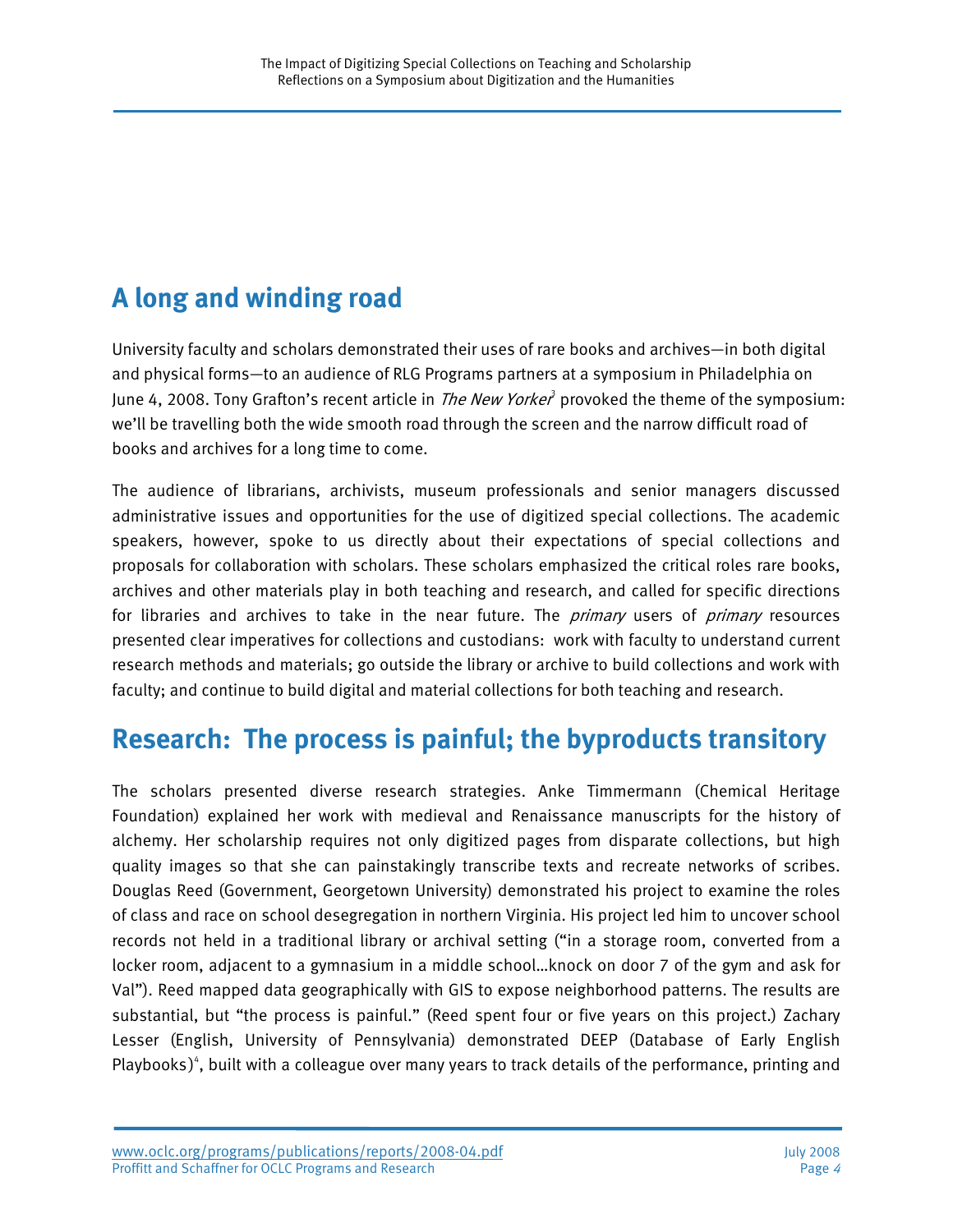## A long and winding road

University faculty and scholars demonstrated their uses of rare books and archives—in both digital and physical forms—to an audience of RLG Programs partners at a symposium in Philadelphia on June 4, 2008. Tony Grafton's recent article in *The New Yorker*[3] provoked the theme of the symposium: we'll be travelling both the wide smooth road through the screen and the narrow difficult road of books and archives for a long time to come.

The audience of librarians, archivists, museum professionals and senior managers discussed administrative issues and opportunities for the use of digitized special collections. The academic speakers, however, spoke to us directly about their expectations of special collections and proposals for collaboration with scholars. These scholars emphasized the critical roles rare books, archives and other materials play in both teaching and research, and called for specific directions for libraries and archives to take in the near future. The *primary* users of *primary* resources presented clear imperatives for collections and custodians: work with faculty to understand current research methods and materials; go outside the library or archive to build collections and work with faculty; and continue to build digital and material collections for both teaching and research.

## Research: The process is painful; the byproducts transitory

The scholars presented diverse research strategies. Anke Timmermann (Chemical Heritage Foundation) explained her work with medieval and Renaissance manuscripts for the history of alchemy. Her scholarship requires not only digitized pages from disparate collections, but high quality images so that she can painstakingly transcribe texts and recreate networks of scribes. Douglas Reed (Government, Georgetown University) demonstrated his project to examine the roles of class and race on school desegregation in northern Virginia. His project led him to uncover school records not held in a traditional library or archival setting ("in a storage room, converted from a locker room, adjacent to a gymnasium in a middle school…knock on door 7 of the gym and ask for Val"). Reed mapped data geographically with GIS to expose neighborhood patterns. The results are substantial, but "the process is painful." (Reed spent four or five years on this project.) Zachary Lesser (English, University of Pennsylvania) demonstrated DEEP (Database of Early English Playbooks)[4], built with a colleague over many years to track details of the performance, printing and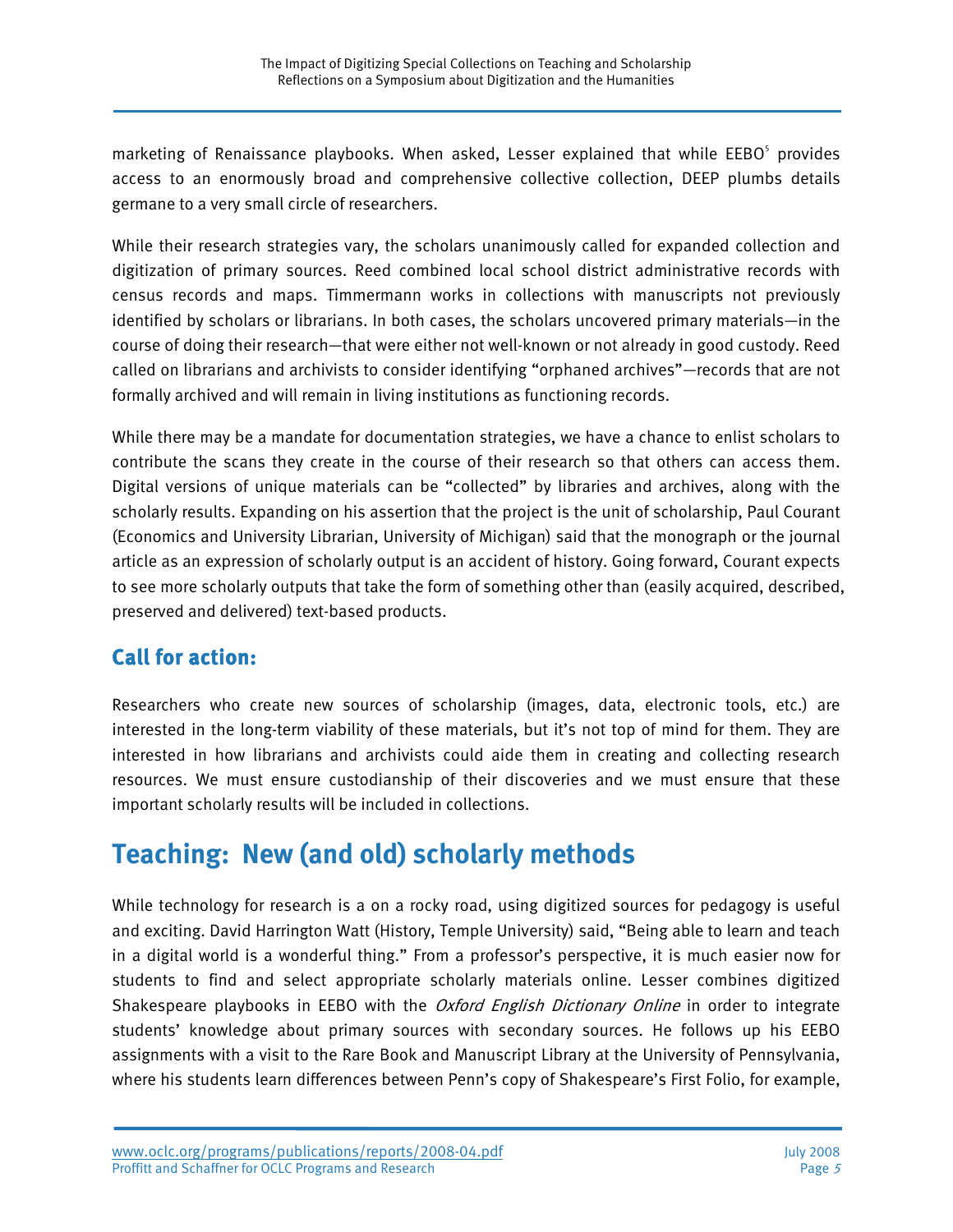marketing of Renaissance playbooks. When asked, Lesser explained that while EEBO[5] provides access to an enormously broad and comprehensive collective collection, DEEP plumbs details germane to a very small circle of researchers.

While their research strategies vary, the scholars unanimously called for expanded collection and digitization of primary sources. Reed combined local school district administrative records with census records and maps. Timmermann works in collections with manuscripts not previously identified by scholars or librarians. In both cases, the scholars uncovered primary materials—in the course of doing their research—that were either not well-known or not already in good custody. Reed called on librarians and archivists to consider identifying "orphaned archives"—records that are not formally archived and will remain in living institutions as functioning records.

While there may be a mandate for documentation strategies, we have a chance to enlist scholars to contribute the scans they create in the course of their research so that others can access them. Digital versions of unique materials can be "collected" by libraries and archives, along with the scholarly results. Expanding on his assertion that the project is the unit of scholarship, Paul Courant (Economics and University Librarian, University of Michigan) said that the monograph or the journal article as an expression of scholarly output is an accident of history. Going forward, Courant expects to see more scholarly outputs that take the form of something other than (easily acquired, described, preserved and delivered) text-based products.

### Call for action:

Researchers who create new sources of scholarship (images, data, electronic tools, etc.) are interested in the long-term viability of these materials, but it's not top of mind for them. They are interested in how librarians and archivists could aide them in creating and collecting research resources. We must ensure custodianship of their discoveries and we must ensure that these important scholarly results will be included in collections.

## Teaching: New (and old) scholarly methods

While technology for research is a on a rocky road, using digitized sources for pedagogy is useful and exciting. David Harrington Watt (History, Temple University) said, "Being able to learn and teach in a digital world is a wonderful thing." From a professor's perspective, it is much easier now for students to find and select appropriate scholarly materials online. Lesser combines digitized Shakespeare playbooks in EEBO with the *Oxford English Dictionary Online* in order to integrate students' knowledge about primary sources with secondary sources. He follows up his EEBO assignments with a visit to the Rare Book and Manuscript Library at the University of Pennsylvania, where his students learn differences between Penn's copy of Shakespeare's First Folio, for example,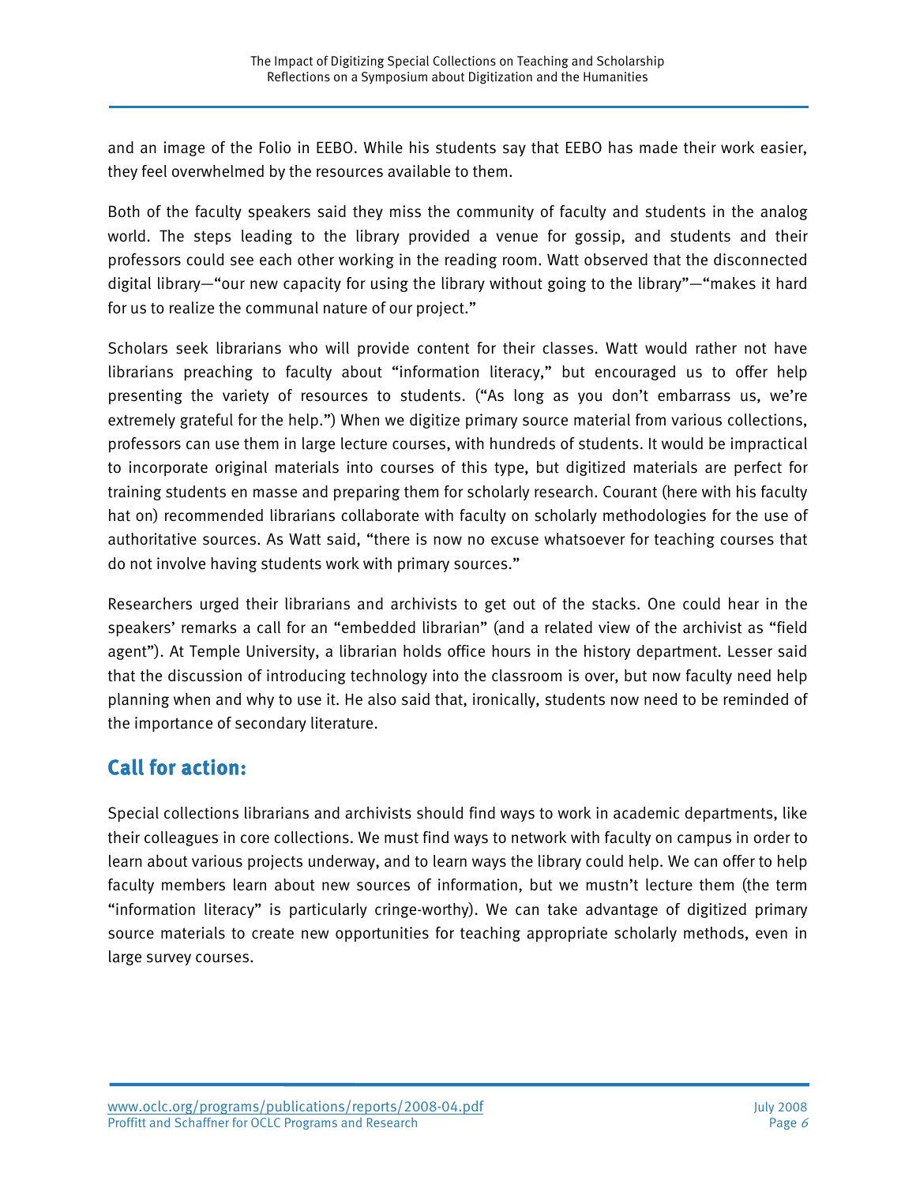and an image of the Folio in EEBO. While his students say that EEBO has made their work easier, they feel overwhelmed by the resources available to them.

Both of the faculty speakers said they miss the community of faculty and students in the analog world. The steps leading to the library provided a venue for gossip, and students and their professors could see each other working in the reading room. Watt observed that the disconnected digital library—"our new capacity for using the library without going to the library"—"makes it hard for us to realize the communal nature of our project."

Scholars seek librarians who will provide content for their classes. Watt would rather not have librarians preaching to faculty about "information literacy," but encouraged us to offer help presenting the variety of resources to students. ("As long as you don't embarrass us, we're extremely grateful for the help.") When we digitize primary source material from various collections, professors can use them in large lecture courses, with hundreds of students. It would be impractical to incorporate original materials into courses of this type, but digitized materials are perfect for training students en masse and preparing them for scholarly research. Courant (here with his faculty hat on) recommended librarians collaborate with faculty on scholarly methodologies for the use of authoritative sources. As Watt said, "there is now no excuse whatsoever for teaching courses that do not involve having students work with primary sources."

Researchers urged their librarians and archivists to get out of the stacks. One could hear in the speakers' remarks a call for an "embedded librarian" (and a related view of the archivist as "field agent"). At Temple University, a librarian holds office hours in the history department. Lesser said that the discussion of introducing technology into the classroom is over, but now faculty need help planning when and why to use it. He also said that, ironically, students now need to be reminded of the importance of secondary literature.

## Call for action:

Special collections librarians and archivists should find ways to work in academic departments, like their colleagues in core collections. We must find ways to network with faculty on campus in order to learn about various projects underway, and to learn ways the library could help. We can offer to help faculty members learn about new sources of information, but we mustn't lecture them (the term "information literacy" is particularly cringe-worthy). We can take advantage of digitized primary source materials to create new opportunities for teaching appropriate scholarly methods, even in large survey courses.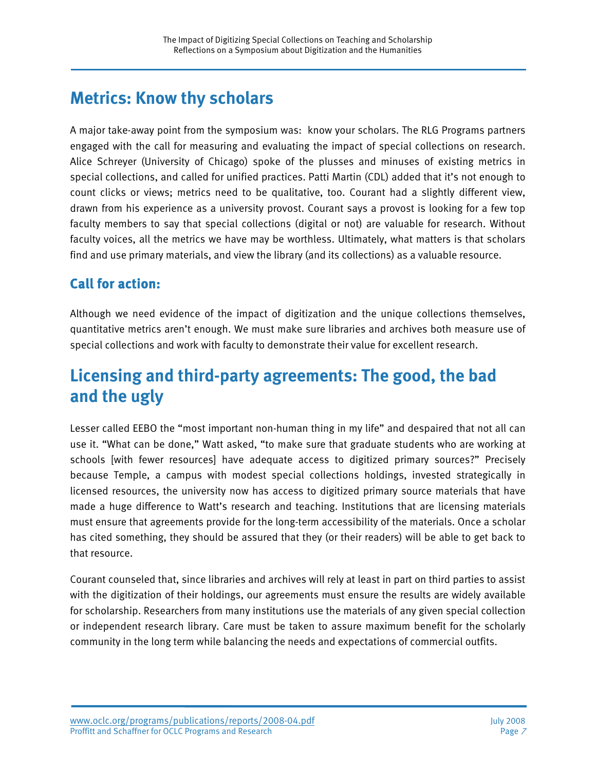## Metrics: Know thy scholars

A major take-away point from the symposium was: know your scholars. The RLG Programs partners engaged with the call for measuring and evaluating the impact of special collections on research. Alice Schreyer (University of Chicago) spoke of the plusses and minuses of existing metrics in special collections, and called for unified practices. Patti Martin (CDL) added that it's not enough to count clicks or views; metrics need to be qualitative, too. Courant had a slightly different view, drawn from his experience as a university provost. Courant says a provost is looking for a few top faculty members to say that special collections (digital or not) are valuable for research. Without faculty voices, all the metrics we have may be worthless. Ultimately, what matters is that scholars find and use primary materials, and view the library (and its collections) as a valuable resource.

### Call for action:

Although we need evidence of the impact of digitization and the unique collections themselves, quantitative metrics aren't enough. We must make sure libraries and archives both measure use of special collections and work with faculty to demonstrate their value for excellent research.

## Licensing and third-party agreements: The good, the bad and the ugly

Lesser called EEBO the "most important non-human thing in my life" and despaired that not all can use it. "What can be done," Watt asked, "to make sure that graduate students who are working at schools [with fewer resources] have adequate access to digitized primary sources?" Precisely because Temple, a campus with modest special collections holdings, invested strategically in licensed resources, the university now has access to digitized primary source materials that have made a huge difference to Watt's research and teaching. Institutions that are licensing materials must ensure that agreements provide for the long-term accessibility of the materials. Once a scholar has cited something, they should be assured that they (or their readers) will be able to get back to that resource.

Courant counseled that, since libraries and archives will rely at least in part on third parties to assist with the digitization of their holdings, our agreements must ensure the results are widely available for scholarship. Researchers from many institutions use the materials of any given special collection or independent research library. Care must be taken to assure maximum benefit for the scholarly community in the long term while balancing the needs and expectations of commercial outfits.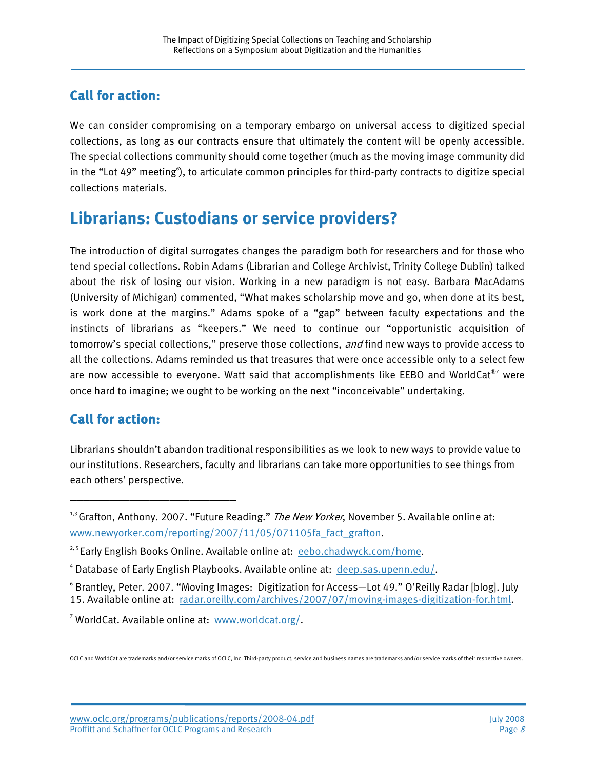### Call for action:

We can consider compromising on a temporary embargo on universal access to digitized special collections, as long as our contracts ensure that ultimately the content will be openly accessible. The special collections community should come together (much as the moving image community did in the "Lot 49" meeting[6]), to articulate common principles for third-party contracts to digitize special collections materials.

## Librarians: Custodians or service providers?

The introduction of digital surrogates changes the paradigm both for researchers and for those who tend special collections. Robin Adams (Librarian and College Archivist, Trinity College Dublin) talked about the risk of losing our vision. Working in a new paradigm is not easy. Barbara MacAdams (University of Michigan) commented, "What makes scholarship move and go, when done at its best, is work done at the margins." Adams spoke of a "gap" between faculty expectations and the instincts of librarians as "keepers." We need to continue our "opportunistic acquisition of tomorrow's special collections," preserve those collections, *and* find new ways to provide access to all the collections. Adams reminded us that treasures that were once accessible only to a select few are now accessible to everyone. Watt said that accomplishments like EEBO and WorldCat®[7] were once hard to imagine; we ought to be working on the next "inconceivable" undertaking.

### Call for action:

Librarians shouldn't abandon traditional responsibilities as we look to new ways to provide value to our institutions. Researchers, faculty and librarians can take more opportunities to see things from each others' perspective.

---

[1,3] Grafton, Anthony. 2007. "Future Reading." *The New Yorker*, November 5. Available online at: www.newyorker.com/reporting/2007/11/05/071105fa_fact_grafton.

[2,5] Early English Books Online. Available online at: eebo.chadwyck.com/home.

[4] Database of Early English Playbooks. Available online at: deep.sas.upenn.edu/.

[6] Brantley, Peter. 2007. "Moving Images: Digitization for Access—Lot 49." O'Reilly Radar [blog]. July 15. Available online at: radar.oreilly.com/archives/2007/07/moving-images-digitization-for.html.

[7] WorldCat. Available online at: www.worldcat.org/.

OCLC and WorldCat are trademarks and/or service marks of OCLC, Inc. Third-party product, service and business names are trademarks and/or service marks of their respective owners.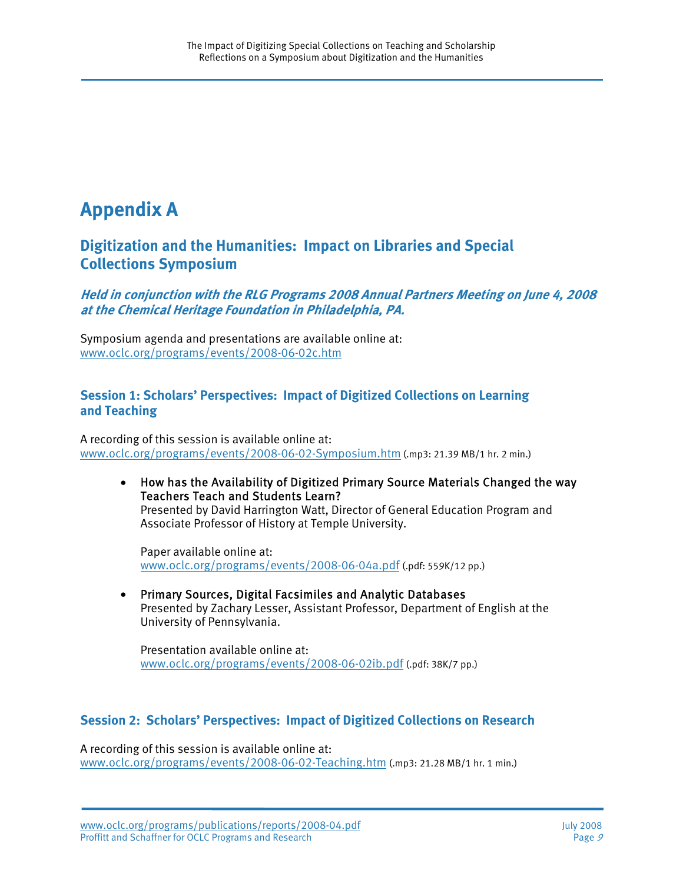# Appendix A

## Digitization and the Humanities: Impact on Libraries and Special Collections Symposium

### *Held in conjunction with the RLG Programs 2008 Annual Partners Meeting on June 4, 2008 at the Chemical Heritage Foundation in Philadelphia, PA.*

Symposium agenda and presentations are available online at:
www.oclc.org/programs/events/2008-06-02c.htm

### Session 1: Scholars' Perspectives: Impact of Digitized Collections on Learning and Teaching

A recording of this session is available online at:
www.oclc.org/programs/events/2008-06-02-Symposium.htm (.mp3: 21.39 MB/1 hr. 2 min.)

- How has the Availability of Digitized Primary Source Materials Changed the way Teachers Teach and Students Learn?
  Presented by David Harrington Watt, Director of General Education Program and Associate Professor of History at Temple University.

  Paper available online at:
  www.oclc.org/programs/events/2008-06-04a.pdf (.pdf: 559K/12 pp.)

- Primary Sources, Digital Facsimiles and Analytic Databases
  Presented by Zachary Lesser, Assistant Professor, Department of English at the University of Pennsylvania.

  Presentation available online at:
  www.oclc.org/programs/events/2008-06-02ib.pdf (.pdf: 38K/7 pp.)

### Session 2: Scholars' Perspectives: Impact of Digitized Collections on Research

A recording of this session is available online at:
www.oclc.org/programs/events/2008-06-02-Teaching.htm (.mp3: 21.28 MB/1 hr. 1 min.)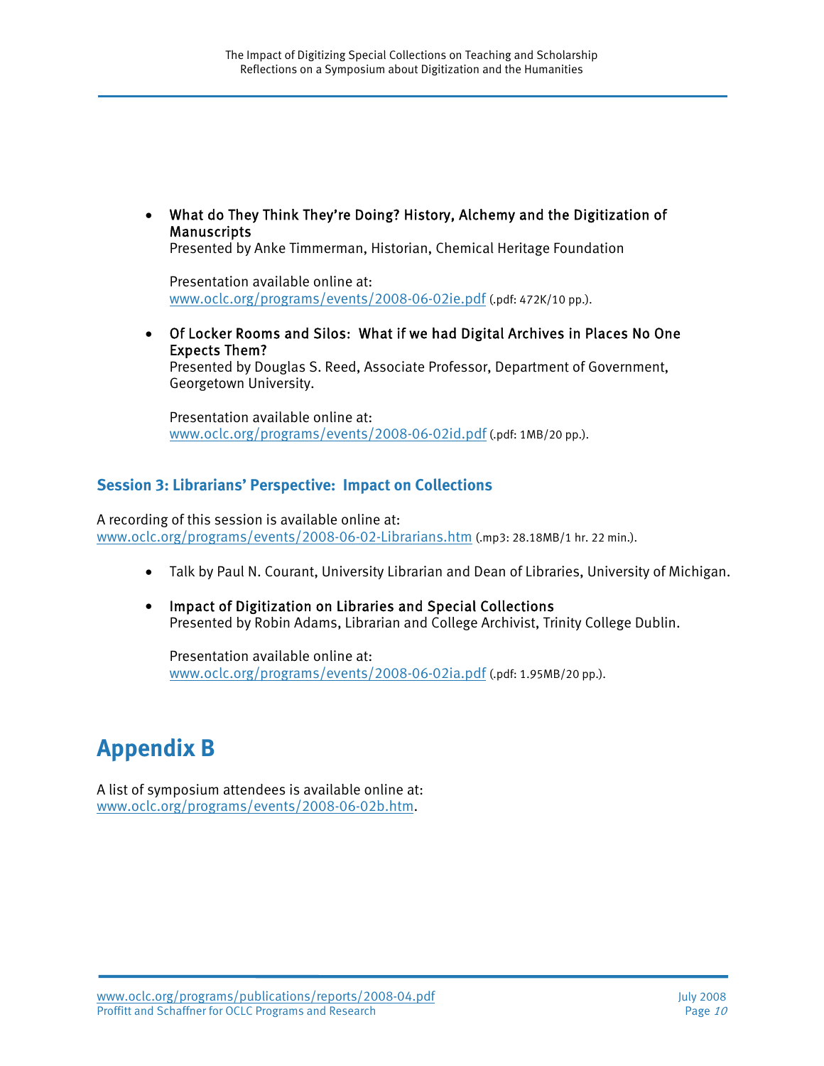- **What do They Think They're Doing? History, Alchemy and the Digitization of Manuscripts**
  Presented by Anke Timmerman, Historian, Chemical Heritage Foundation

  Presentation available online at:
  www.oclc.org/programs/events/2008-06-02ie.pdf (.pdf: 472K/10 pp.).

- **Of Locker Rooms and Silos: What if we had Digital Archives in Places No One Expects Them?**
  Presented by Douglas S. Reed, Associate Professor, Department of Government, Georgetown University.

  Presentation available online at:
  www.oclc.org/programs/events/2008-06-02id.pdf (.pdf: 1MB/20 pp.).

### Session 3: Librarians' Perspective: Impact on Collections

A recording of this session is available online at:
www.oclc.org/programs/events/2008-06-02-Librarians.htm (.mp3: 28.18MB/1 hr. 22 min.).

- Talk by Paul N. Courant, University Librarian and Dean of Libraries, University of Michigan.

- **Impact of Digitization on Libraries and Special Collections**
  Presented by Robin Adams, Librarian and College Archivist, Trinity College Dublin.

  Presentation available online at:
  www.oclc.org/programs/events/2008-06-02ia.pdf (.pdf: 1.95MB/20 pp.).

# Appendix B

A list of symposium attendees is available online at:
www.oclc.org/programs/events/2008-06-02b.htm.